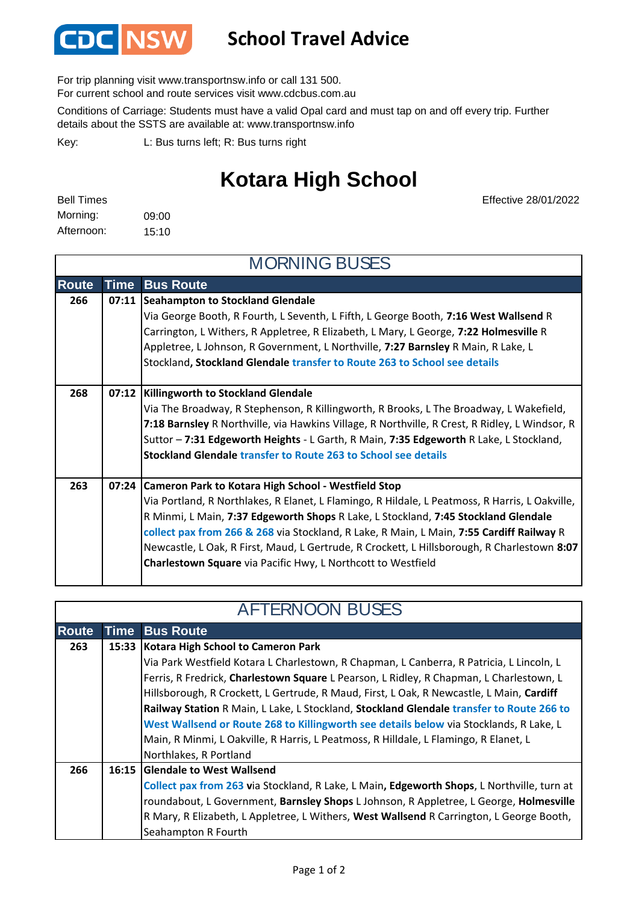**CDC NSW** School Travel Advice

For trip planning visit www.transportnsw.info or call 131 500.
For current school and route services visit www.cdcbus.com.au

Conditions of Carriage: Students must have a valid Opal card and must tap on and off every trip. Further details about the SSTS are available at: www.transportnsw.info

Key: L: Bus turns left; R: Bus turns right

# Kotara High School

Effective 28/01/2022

Bell Times
Morning: 09:00
Afternoon: 15:10

## MORNING BUSES

| Route | Time | Bus Route |
|---|---|---|
| 266 | 07:11 | **Seahampton to Stockland Glendale** Via George Booth, R Fourth, L Seventh, L Fifth, L George Booth, **7:16 West Wallsend** R Carrington, L Withers, R Appletree, R Elizabeth, L Mary, L George, **7:22 Holmesville** R Appletree, L Johnson, R Government, L Northville, **7:27 Barnsley** R Main, R Lake, L Stockland**, Stockland Glendale** **transfer to Route 263 to School see details** |
| 268 | 07:12 | **Killingworth to Stockland Glendale** Via The Broadway, R Stephenson, R Killingworth, R Brooks, L The Broadway, L Wakefield, **7:18 Barnsley** R Northville, via Hawkins Village, R Northville, R Crest, R Ridley, L Windsor, R Suttor – **7:31 Edgeworth Heights** - L Garth, R Main, **7:35 Edgeworth** R Lake, L Stockland, **Stockland Glendale** **transfer to Route 263 to School see details** |
| 263 | 07:24 | **Cameron Park to Kotara High School - Westfield Stop** Via Portland, R Northlakes, R Elanet, L Flamingo, R Hildale, L Peatmoss, R Harris, L Oakville, R Minmi, L Main, **7:37 Edgeworth Shops** R Lake, L Stockland, **7:45 Stockland Glendale** **collect pax from 266 & 268** via Stockland, R Lake, R Main, L Main, **7:55 Cardiff Railway** R Newcastle, L Oak, R First, Maud, L Gertrude, R Crockett, L Hillsborough, R Charlestown **8:07 Charlestown Square** via Pacific Hwy, L Northcott to Westfield |

## AFTERNOON BUSES

| Route | Time | Bus Route |
|---|---|---|
| 263 | 15:33 | **Kotara High School to Cameron Park** Via Park Westfield Kotara L Charlestown, R Chapman, L Canberra, R Patricia, L Lincoln, L Ferris, R Fredrick, **Charlestown Square** L Pearson, L Ridley, R Chapman, L Charlestown, L Hillsborough, R Crockett, L Gertrude, R Maud, First, L Oak, R Newcastle, L Main, **Cardiff Railway Station** R Main, L Lake, L Stockland, **Stockland Glendale** **transfer to Route 266 to West Wallsend or Route 268 to Killingworth see details below** via Stocklands, R Lake, L Main, R Minmi, L Oakville, R Harris, L Peatmoss, R Hilldale, L Flamingo, R Elanet, L Northlakes, R Portland |
| 266 | 16:15 | **Glendale to West Wallsend** **Collect pax from 263** **v**ia Stockland, R Lake, L Main, **Edgeworth Shops**, L Northville, turn at roundabout, L Government, **Barnsley Shops** L Johnson, R Appletree, L George, **Holmesville** R Mary, R Elizabeth, L Appletree, L Withers, **West Wallsend** R Carrington, L George Booth, Seahampton R Fourth |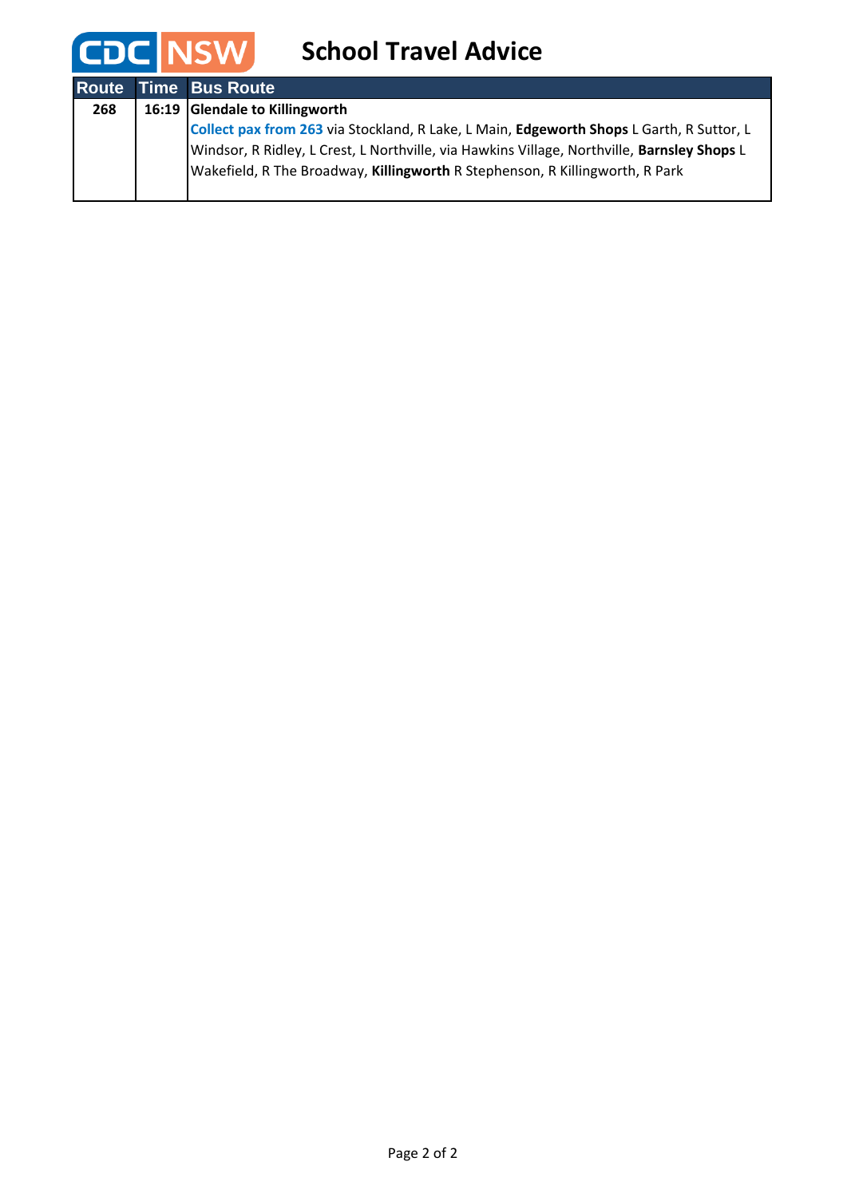# CDC NSW School Travel Advice

| Route | Time | Bus Route |
|---|---|---|
| 268 | 16:19 | **Glendale to Killingworth**<br>**Collect pax from 263** via Stockland, R Lake, L Main, **Edgeworth Shops** L Garth, R Suttor, L Windsor, R Ridley, L Crest, L Northville, via Hawkins Village, Northville, **Barnsley Shops** L Wakefield, R The Broadway, **Killingworth** R Stephenson, R Killingworth, R Park |